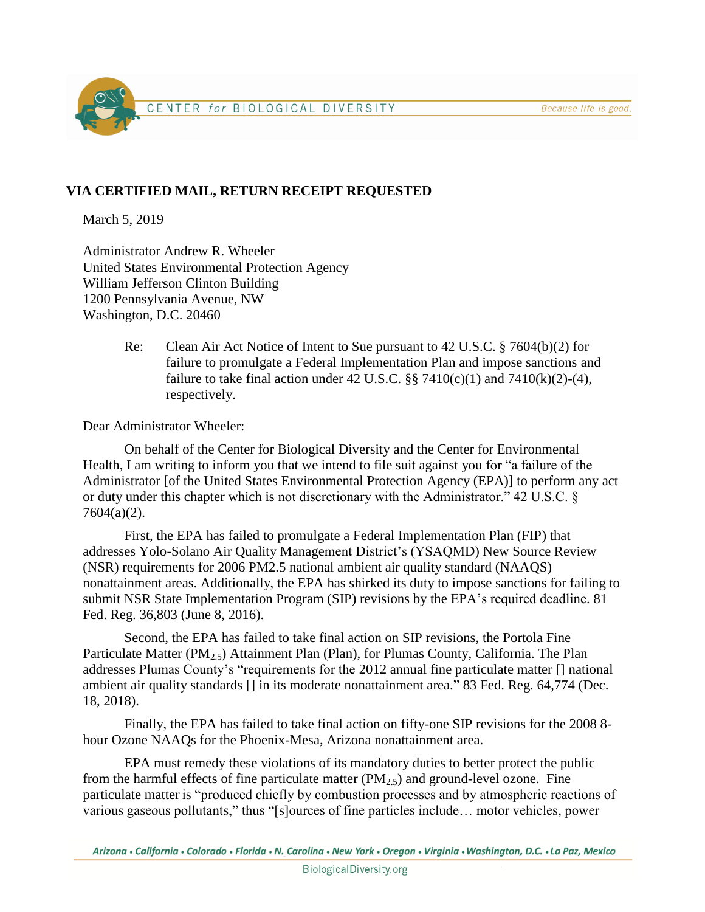**VIA CERTIFIED MAIL, RETURN RECEIPT REQUESTED**

March 5, 2019

Administrator Andrew R. Wheeler
United States Environmental Protection Agency
William Jefferson Clinton Building
1200 Pennsylvania Avenue, NW
Washington, D.C. 20460

Re: Clean Air Act Notice of Intent to Sue pursuant to 42 U.S.C. § 7604(b)(2) for failure to promulgate a Federal Implementation Plan and impose sanctions and failure to take final action under 42 U.S.C. §§ 7410(c)(1) and 7410(k)(2)-(4), respectively.

Dear Administrator Wheeler:

On behalf of the Center for Biological Diversity and the Center for Environmental Health, I am writing to inform you that we intend to file suit against you for "a failure of the Administrator [of the United States Environmental Protection Agency (EPA)] to perform any act or duty under this chapter which is not discretionary with the Administrator." 42 U.S.C. § 7604(a)(2).

First, the EPA has failed to promulgate a Federal Implementation Plan (FIP) that addresses Yolo-Solano Air Quality Management District's (YSAQMD) New Source Review (NSR) requirements for 2006 PM2.5 national ambient air quality standard (NAAQS) nonattainment areas. Additionally, the EPA has shirked its duty to impose sanctions for failing to submit NSR State Implementation Program (SIP) revisions by the EPA's required deadline. 81 Fed. Reg. 36,803 (June 8, 2016).

Second, the EPA has failed to take final action on SIP revisions, the Portola Fine Particulate Matter ($PM_{2.5}$) Attainment Plan (Plan), for Plumas County, California. The Plan addresses Plumas County's "requirements for the 2012 annual fine particulate matter [] national ambient air quality standards [] in its moderate nonattainment area." 83 Fed. Reg. 64,774 (Dec. 18, 2018).

Finally, the EPA has failed to take final action on fifty-one SIP revisions for the 2008 8-hour Ozone NAAQs for the Phoenix-Mesa, Arizona nonattainment area.

EPA must remedy these violations of its mandatory duties to better protect the public from the harmful effects of fine particulate matter ($PM_{2.5}$) and ground-level ozone. Fine particulate matter is "produced chiefly by combustion processes and by atmospheric reactions of various gaseous pollutants," thus "[s]ources of fine particles include… motor vehicles, power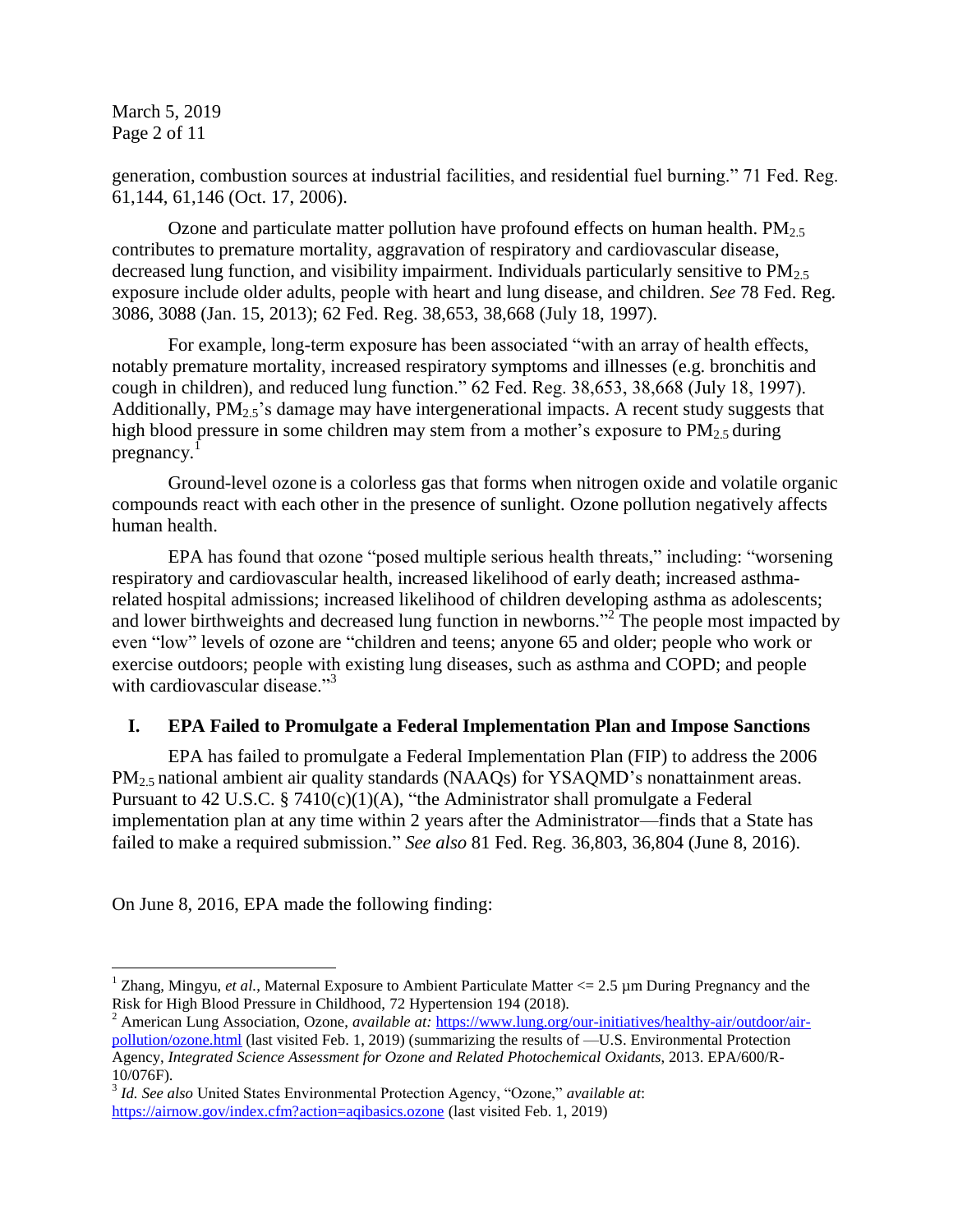generation, combustion sources at industrial facilities, and residential fuel burning." 71 Fed. Reg. 61,144, 61,146 (Oct. 17, 2006).

Ozone and particulate matter pollution have profound effects on human health. $PM_{2.5}$ contributes to premature mortality, aggravation of respiratory and cardiovascular disease, decreased lung function, and visibility impairment. Individuals particularly sensitive to $PM_{2.5}$ exposure include older adults, people with heart and lung disease, and children. *See* 78 Fed. Reg. 3086, 3088 (Jan. 15, 2013); 62 Fed. Reg. 38,653, 38,668 (July 18, 1997).

For example, long-term exposure has been associated "with an array of health effects, notably premature mortality, increased respiratory symptoms and illnesses (e.g. bronchitis and cough in children), and reduced lung function." 62 Fed. Reg. 38,653, 38,668 (July 18, 1997). Additionally, $PM_{2.5}$'s damage may have intergenerational impacts. A recent study suggests that high blood pressure in some children may stem from a mother's exposure to $PM_{2.5}$ during pregnancy.[1]

Ground-level ozone is a colorless gas that forms when nitrogen oxide and volatile organic compounds react with each other in the presence of sunlight. Ozone pollution negatively affects human health.

EPA has found that ozone "posed multiple serious health threats," including: "worsening respiratory and cardiovascular health, increased likelihood of early death; increased asthma-related hospital admissions; increased likelihood of children developing asthma as adolescents; and lower birthweights and decreased lung function in newborns."[2] The people most impacted by even "low" levels of ozone are "children and teens; anyone 65 and older; people who work or exercise outdoors; people with existing lung diseases, such as asthma and COPD; and people with cardiovascular disease."[3]

## I. EPA Failed to Promulgate a Federal Implementation Plan and Impose Sanctions

EPA has failed to promulgate a Federal Implementation Plan (FIP) to address the 2006 $PM_{2.5}$ national ambient air quality standards (NAAQs) for YSAQMD's nonattainment areas. Pursuant to 42 U.S.C. § 7410(c)(1)(A), "the Administrator shall promulgate a Federal implementation plan at any time within 2 years after the Administrator—finds that a State has failed to make a required submission." *See also* 81 Fed. Reg. 36,803, 36,804 (June 8, 2016).

On June 8, 2016, EPA made the following finding:

---

[1] Zhang, Mingyu, *et al.*, Maternal Exposure to Ambient Particulate Matter <= 2.5 µm During Pregnancy and the Risk for High Blood Pressure in Childhood, 72 Hypertension 194 (2018).

[2] American Lung Association, Ozone, *available at:* https://www.lung.org/our-initiatives/healthy-air/outdoor/air-pollution/ozone.html (last visited Feb. 1, 2019) (summarizing the results of —U.S. Environmental Protection Agency, *Integrated Science Assessment for Ozone and Related Photochemical Oxidants*, 2013. EPA/600/R-10/076F).

[3] *Id. See also* United States Environmental Protection Agency, "Ozone," *available at*: https://airnow.gov/index.cfm?action=aqibasics.ozone (last visited Feb. 1, 2019)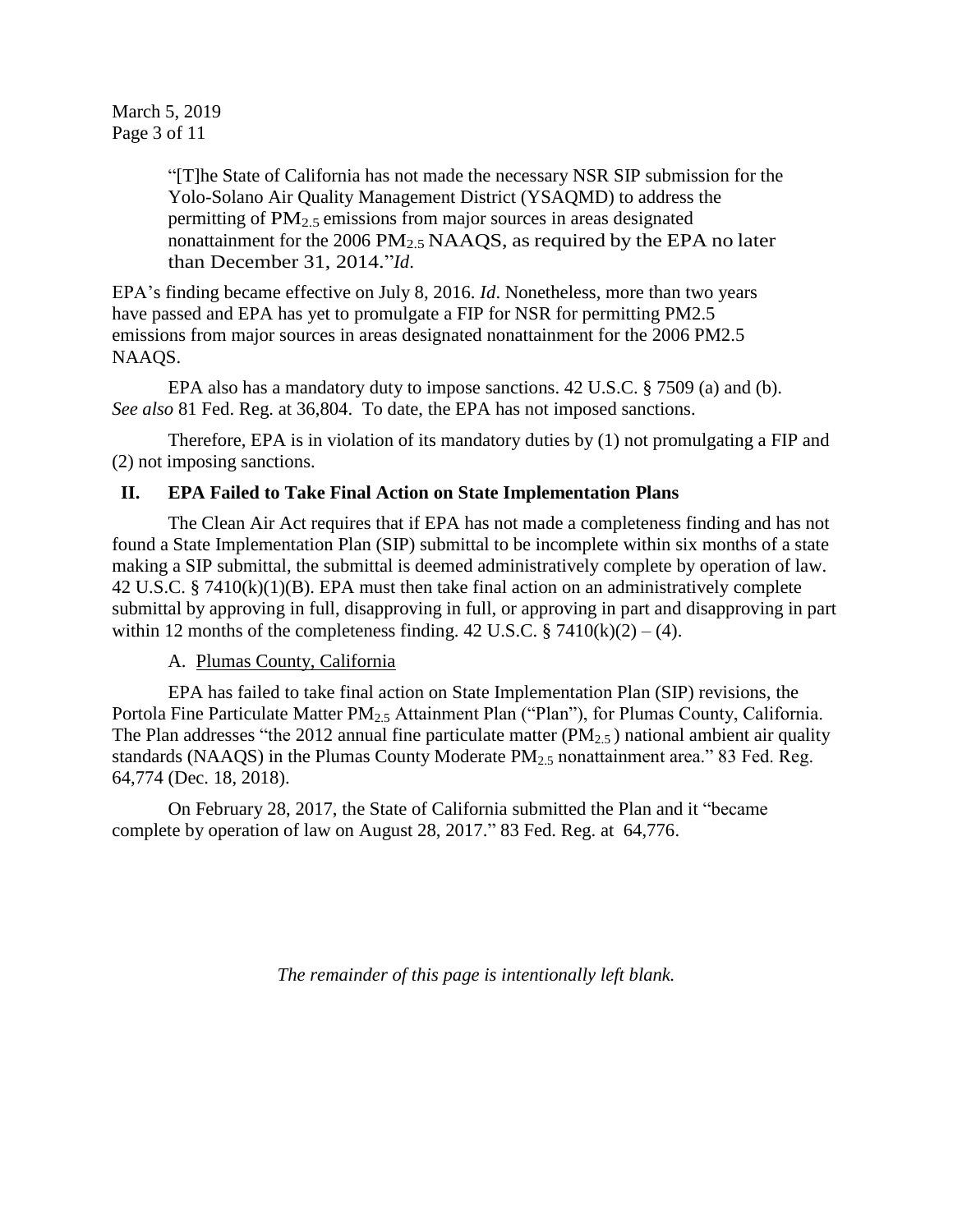> "[T]he State of California has not made the necessary NSR SIP submission for the Yolo-Solano Air Quality Management District (YSAQMD) to address the permitting of $PM_{2.5}$ emissions from major sources in areas designated nonattainment for the 2006 $PM_{2.5}$ NAAQS, as required by the EPA no later than December 31, 2014."*Id.*

EPA's finding became effective on July 8, 2016. *Id*. Nonetheless, more than two years have passed and EPA has yet to promulgate a FIP for NSR for permitting PM2.5 emissions from major sources in areas designated nonattainment for the 2006 PM2.5 NAAQS.

EPA also has a mandatory duty to impose sanctions. 42 U.S.C. § 7509 (a) and (b). *See also* 81 Fed. Reg. at 36,804. To date, the EPA has not imposed sanctions.

Therefore, EPA is in violation of its mandatory duties by (1) not promulgating a FIP and (2) not imposing sanctions.

## II. EPA Failed to Take Final Action on State Implementation Plans

The Clean Air Act requires that if EPA has not made a completeness finding and has not found a State Implementation Plan (SIP) submittal to be incomplete within six months of a state making a SIP submittal, the submittal is deemed administratively complete by operation of law. 42 U.S.C. § 7410(k)(1)(B). EPA must then take final action on an administratively complete submittal by approving in full, disapproving in full, or approving in part and disapproving in part within 12 months of the completeness finding. 42 U.S.C. § 7410(k)(2) – (4).

### A. Plumas County, California

EPA has failed to take final action on State Implementation Plan (SIP) revisions, the Portola Fine Particulate Matter $PM_{2.5}$ Attainment Plan ("Plan"), for Plumas County, California. The Plan addresses "the 2012 annual fine particulate matter ($PM_{2.5}$) national ambient air quality standards (NAAQS) in the Plumas County Moderate $PM_{2.5}$ nonattainment area." 83 Fed. Reg. 64,774 (Dec. 18, 2018).

On February 28, 2017, the State of California submitted the Plan and it "became complete by operation of law on August 28, 2017." 83 Fed. Reg. at 64,776.

*The remainder of this page is intentionally left blank.*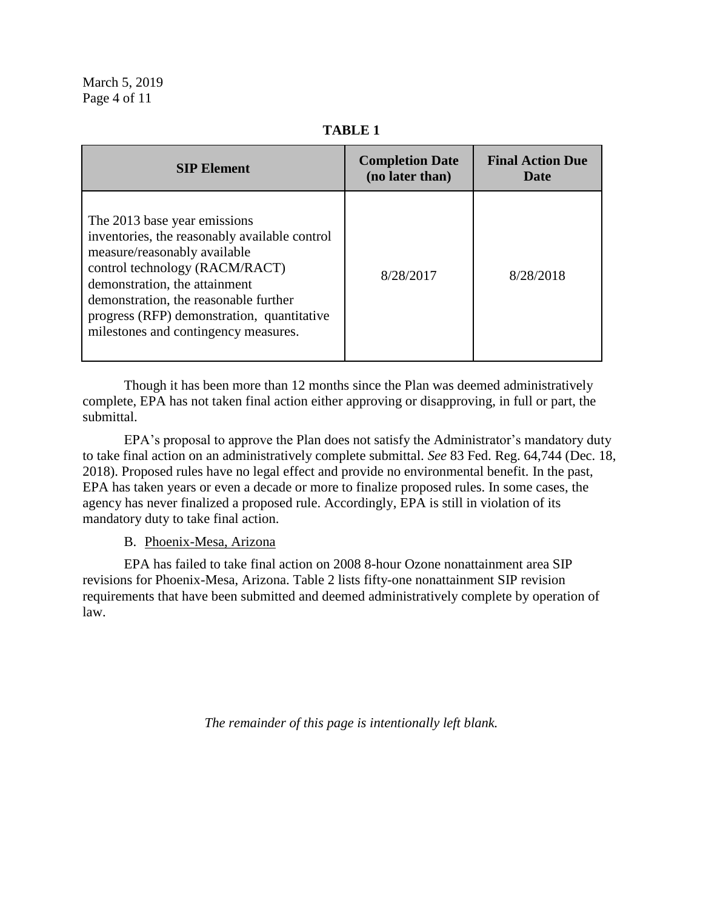**TABLE 1**

| SIP Element | Completion Date (no later than) | Final Action Due Date |
|---|---|---|
| The 2013 base year emissions inventories, the reasonably available control measure/reasonably available control technology (RACM/RACT) demonstration, the attainment demonstration, the reasonable further progress (RFP) demonstration, quantitative milestones and contingency measures. | 8/28/2017 | 8/28/2018 |

Though it has been more than 12 months since the Plan was deemed administratively complete, EPA has not taken final action either approving or disapproving, in full or part, the submittal.

EPA's proposal to approve the Plan does not satisfy the Administrator's mandatory duty to take final action on an administratively complete submittal. *See* 83 Fed. Reg. 64,744 (Dec. 18, 2018). Proposed rules have no legal effect and provide no environmental benefit. In the past, EPA has taken years or even a decade or more to finalize proposed rules. In some cases, the agency has never finalized a proposed rule. Accordingly, EPA is still in violation of its mandatory duty to take final action.

B. Phoenix-Mesa, Arizona

EPA has failed to take final action on 2008 8-hour Ozone nonattainment area SIP revisions for Phoenix-Mesa, Arizona. Table 2 lists fifty-one nonattainment SIP revision requirements that have been submitted and deemed administratively complete by operation of law.

*The remainder of this page is intentionally left blank.*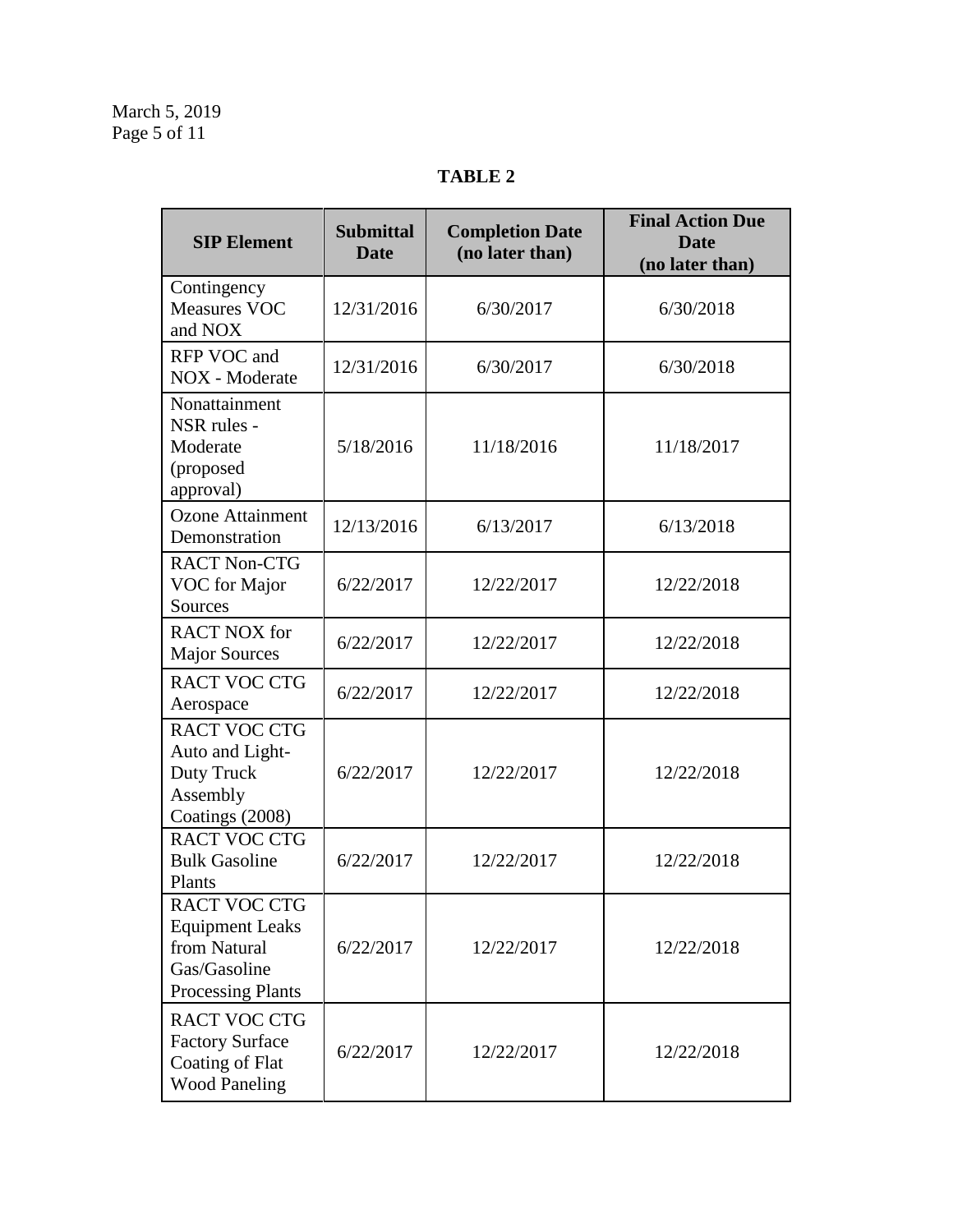**TABLE 2**

| SIP Element | Submittal Date | Completion Date (no later than) | Final Action Due Date (no later than) |
|---|---|---|---|
| Contingency Measures VOC and NOX | 12/31/2016 | 6/30/2017 | 6/30/2018 |
| RFP VOC and NOX - Moderate | 12/31/2016 | 6/30/2017 | 6/30/2018 |
| Nonattainment NSR rules - Moderate (proposed approval) | 5/18/2016 | 11/18/2016 | 11/18/2017 |
| Ozone Attainment Demonstration | 12/13/2016 | 6/13/2017 | 6/13/2018 |
| RACT Non-CTG VOC for Major Sources | 6/22/2017 | 12/22/2017 | 12/22/2018 |
| RACT NOX for Major Sources | 6/22/2017 | 12/22/2017 | 12/22/2018 |
| RACT VOC CTG Aerospace | 6/22/2017 | 12/22/2017 | 12/22/2018 |
| RACT VOC CTG Auto and Light-Duty Truck Assembly Coatings (2008) | 6/22/2017 | 12/22/2017 | 12/22/2018 |
| RACT VOC CTG Bulk Gasoline Plants | 6/22/2017 | 12/22/2017 | 12/22/2018 |
| RACT VOC CTG Equipment Leaks from Natural Gas/Gasoline Processing Plants | 6/22/2017 | 12/22/2017 | 12/22/2018 |
| RACT VOC CTG Factory Surface Coating of Flat Wood Paneling | 6/22/2017 | 12/22/2017 | 12/22/2018 |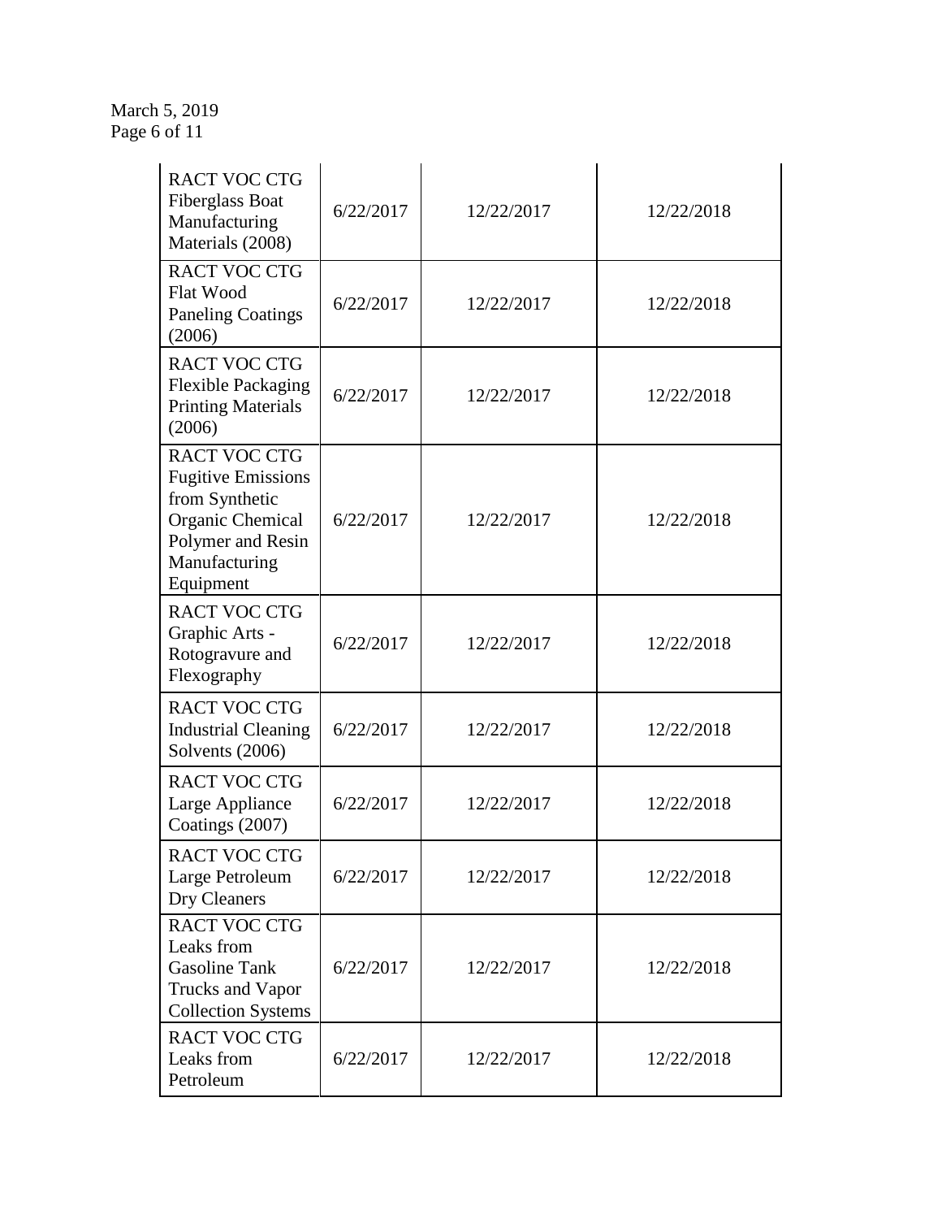| | | | |
|---|---|---|---|
| RACT VOC CTG Fiberglass Boat Manufacturing Materials (2008) | 6/22/2017 | 12/22/2017 | 12/22/2018 |
| RACT VOC CTG Flat Wood Paneling Coatings (2006) | 6/22/2017 | 12/22/2017 | 12/22/2018 |
| RACT VOC CTG Flexible Packaging Printing Materials (2006) | 6/22/2017 | 12/22/2017 | 12/22/2018 |
| RACT VOC CTG Fugitive Emissions from Synthetic Organic Chemical Polymer and Resin Manufacturing Equipment | 6/22/2017 | 12/22/2017 | 12/22/2018 |
| RACT VOC CTG Graphic Arts - Rotogravure and Flexography | 6/22/2017 | 12/22/2017 | 12/22/2018 |
| RACT VOC CTG Industrial Cleaning Solvents (2006) | 6/22/2017 | 12/22/2017 | 12/22/2018 |
| RACT VOC CTG Large Appliance Coatings (2007) | 6/22/2017 | 12/22/2017 | 12/22/2018 |
| RACT VOC CTG Large Petroleum Dry Cleaners | 6/22/2017 | 12/22/2017 | 12/22/2018 |
| RACT VOC CTG Leaks from Gasoline Tank Trucks and Vapor Collection Systems | 6/22/2017 | 12/22/2017 | 12/22/2018 |
| RACT VOC CTG Leaks from Petroleum | 6/22/2017 | 12/22/2017 | 12/22/2018 |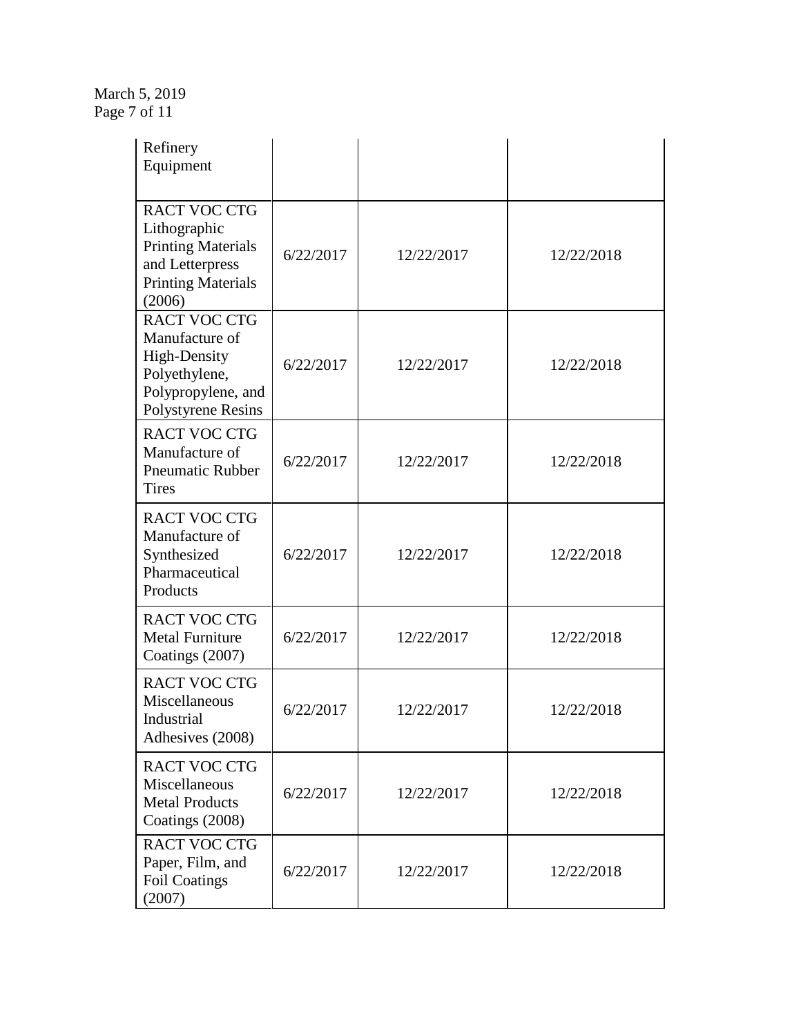| | | | |
|---|---|---|---|
| Refinery Equipment | | | |
| RACT VOC CTG Lithographic Printing Materials and Letterpress Printing Materials (2006) | 6/22/2017 | 12/22/2017 | 12/22/2018 |
| RACT VOC CTG Manufacture of High-Density Polyethylene, Polypropylene, and Polystyrene Resins | 6/22/2017 | 12/22/2017 | 12/22/2018 |
| RACT VOC CTG Manufacture of Pneumatic Rubber Tires | 6/22/2017 | 12/22/2017 | 12/22/2018 |
| RACT VOC CTG Manufacture of Synthesized Pharmaceutical Products | 6/22/2017 | 12/22/2017 | 12/22/2018 |
| RACT VOC CTG Metal Furniture Coatings (2007) | 6/22/2017 | 12/22/2017 | 12/22/2018 |
| RACT VOC CTG Miscellaneous Industrial Adhesives (2008) | 6/22/2017 | 12/22/2017 | 12/22/2018 |
| RACT VOC CTG Miscellaneous Metal Products Coatings (2008) | 6/22/2017 | 12/22/2017 | 12/22/2018 |
| RACT VOC CTG Paper, Film, and Foil Coatings (2007) | 6/22/2017 | 12/22/2017 | 12/22/2018 |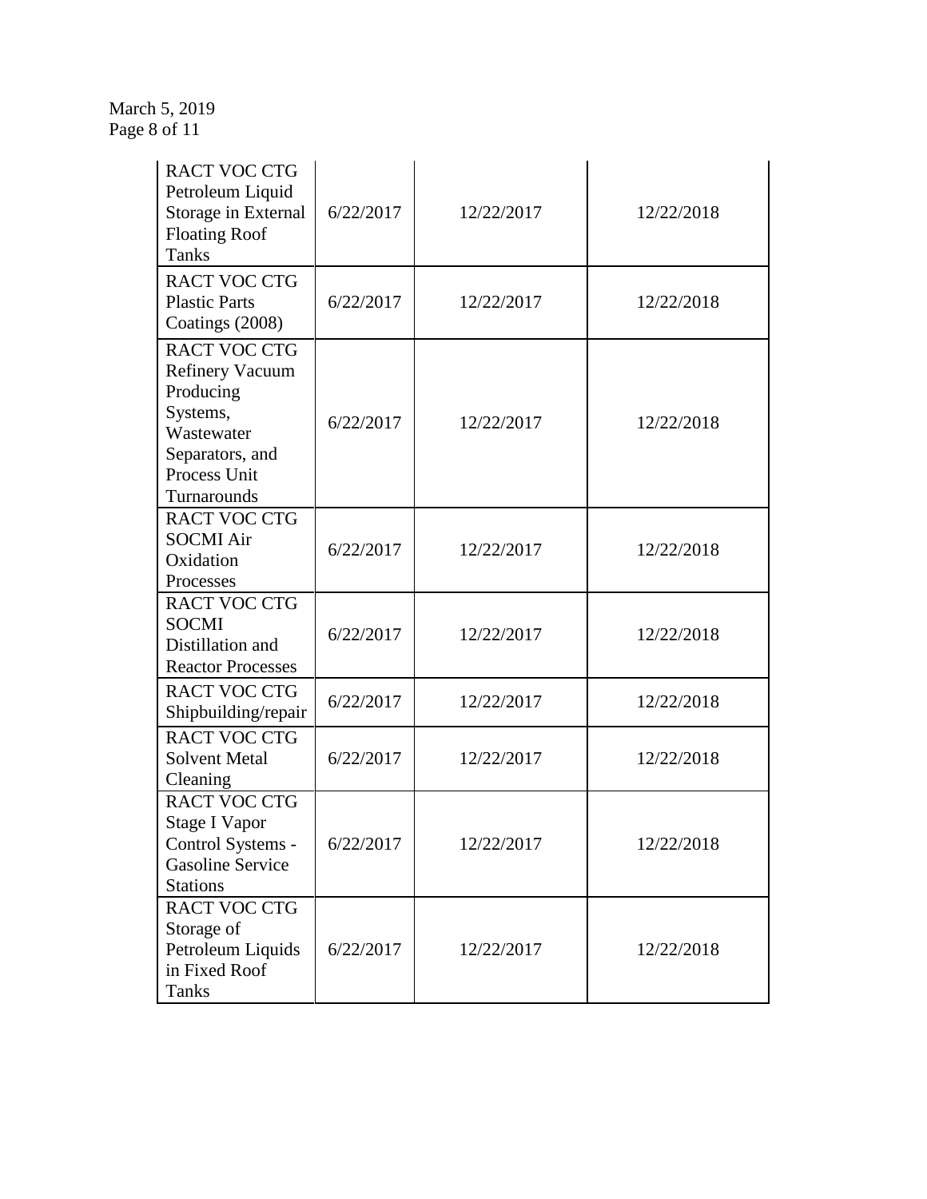| | | | |
|---|---|---|---|
| RACT VOC CTG Petroleum Liquid Storage in External Floating Roof Tanks | 6/22/2017 | 12/22/2017 | 12/22/2018 |
| RACT VOC CTG Plastic Parts Coatings (2008) | 6/22/2017 | 12/22/2017 | 12/22/2018 |
| RACT VOC CTG Refinery Vacuum Producing Systems, Wastewater Separators, and Process Unit Turnarounds | 6/22/2017 | 12/22/2017 | 12/22/2018 |
| RACT VOC CTG SOCMI Air Oxidation Processes | 6/22/2017 | 12/22/2017 | 12/22/2018 |
| RACT VOC CTG SOCMI Distillation and Reactor Processes | 6/22/2017 | 12/22/2017 | 12/22/2018 |
| RACT VOC CTG Shipbuilding/repair | 6/22/2017 | 12/22/2017 | 12/22/2018 |
| RACT VOC CTG Solvent Metal Cleaning | 6/22/2017 | 12/22/2017 | 12/22/2018 |
| RACT VOC CTG Stage I Vapor Control Systems - Gasoline Service Stations | 6/22/2017 | 12/22/2017 | 12/22/2018 |
| RACT VOC CTG Storage of Petroleum Liquids in Fixed Roof Tanks | 6/22/2017 | 12/22/2017 | 12/22/2018 |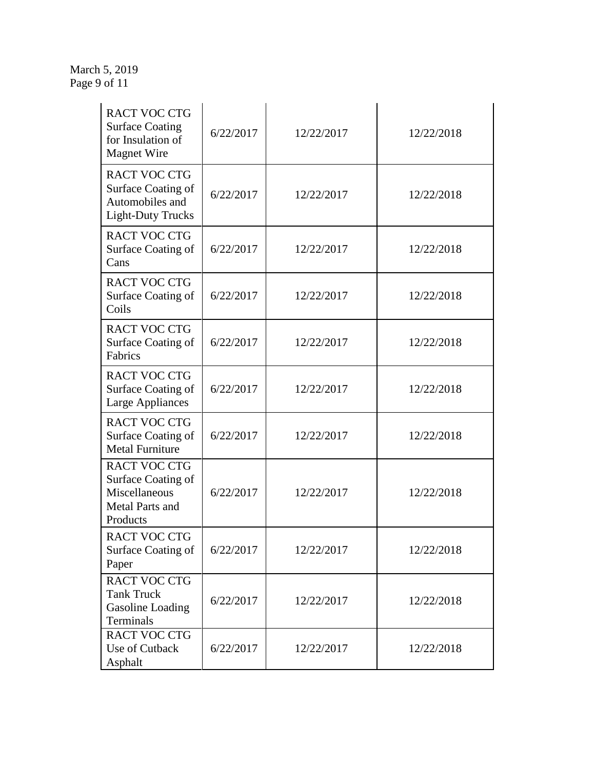| | | | |
|---|---|---|---|
| RACT VOC CTG Surface Coating for Insulation of Magnet Wire | 6/22/2017 | 12/22/2017 | 12/22/2018 |
| RACT VOC CTG Surface Coating of Automobiles and Light-Duty Trucks | 6/22/2017 | 12/22/2017 | 12/22/2018 |
| RACT VOC CTG Surface Coating of Cans | 6/22/2017 | 12/22/2017 | 12/22/2018 |
| RACT VOC CTG Surface Coating of Coils | 6/22/2017 | 12/22/2017 | 12/22/2018 |
| RACT VOC CTG Surface Coating of Fabrics | 6/22/2017 | 12/22/2017 | 12/22/2018 |
| RACT VOC CTG Surface Coating of Large Appliances | 6/22/2017 | 12/22/2017 | 12/22/2018 |
| RACT VOC CTG Surface Coating of Metal Furniture | 6/22/2017 | 12/22/2017 | 12/22/2018 |
| RACT VOC CTG Surface Coating of Miscellaneous Metal Parts and Products | 6/22/2017 | 12/22/2017 | 12/22/2018 |
| RACT VOC CTG Surface Coating of Paper | 6/22/2017 | 12/22/2017 | 12/22/2018 |
| RACT VOC CTG Tank Truck Gasoline Loading Terminals | 6/22/2017 | 12/22/2017 | 12/22/2018 |
| RACT VOC CTG Use of Cutback Asphalt | 6/22/2017 | 12/22/2017 | 12/22/2018 |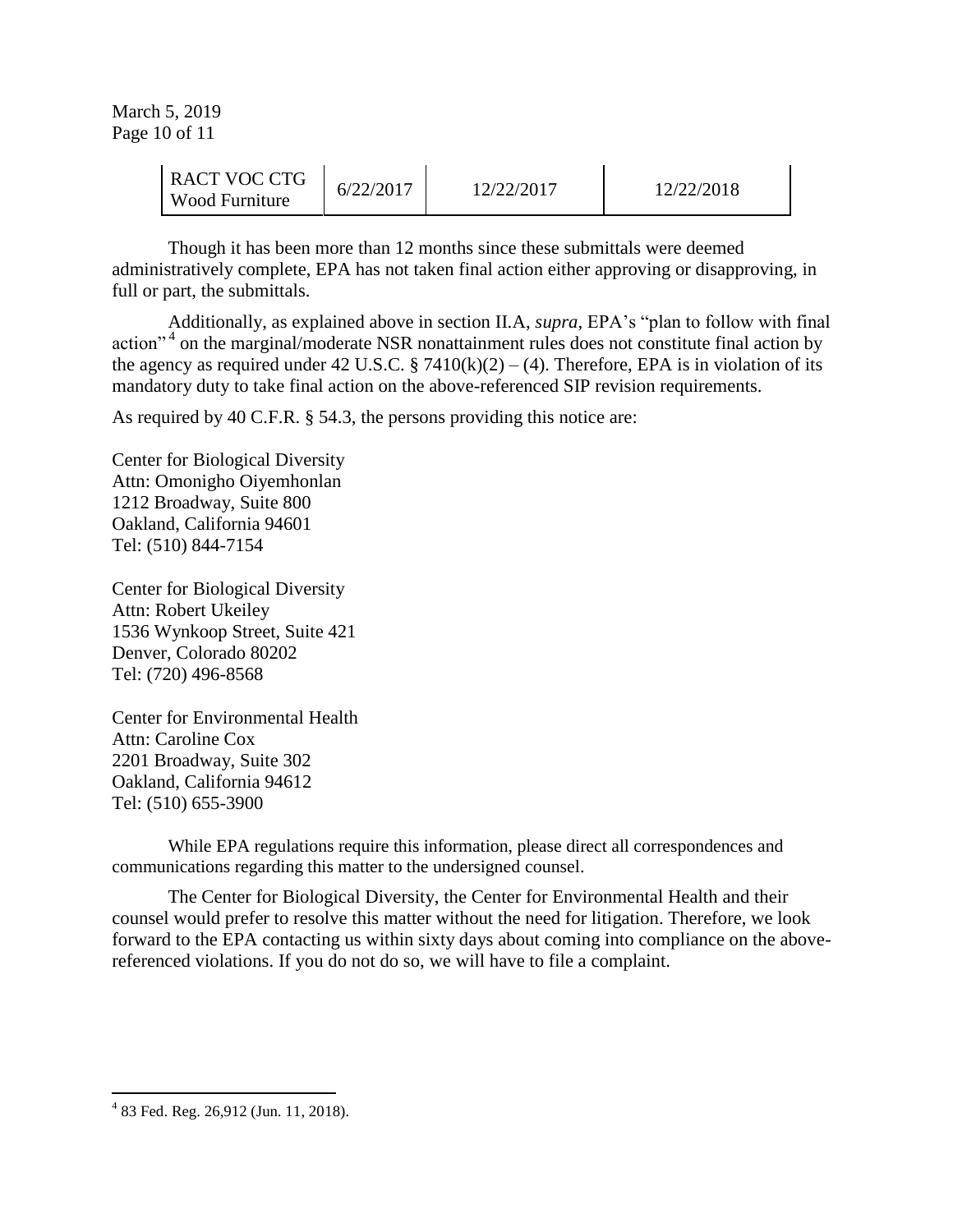| RACT VOC CTG Wood Furniture | 6/22/2017 | 12/22/2017 | 12/22/2018 |
|---|---|---|---|

Though it has been more than 12 months since these submittals were deemed administratively complete, EPA has not taken final action either approving or disapproving, in full or part, the submittals.

Additionally, as explained above in section II.A, *supra*, EPA's "plan to follow with final action"[4] on the marginal/moderate NSR nonattainment rules does not constitute final action by the agency as required under 42 U.S.C. § 7410(k)(2) – (4). Therefore, EPA is in violation of its mandatory duty to take final action on the above-referenced SIP revision requirements.

As required by 40 C.F.R. § 54.3, the persons providing this notice are:

Center for Biological Diversity
Attn: Omonigho Oiyemhonlan
1212 Broadway, Suite 800
Oakland, California 94601
Tel: (510) 844-7154

Center for Biological Diversity
Attn: Robert Ukeiley
1536 Wynkoop Street, Suite 421
Denver, Colorado 80202
Tel: (720) 496-8568

Center for Environmental Health
Attn: Caroline Cox
2201 Broadway, Suite 302
Oakland, California 94612
Tel: (510) 655-3900

While EPA regulations require this information, please direct all correspondences and communications regarding this matter to the undersigned counsel.

The Center for Biological Diversity, the Center for Environmental Health and their counsel would prefer to resolve this matter without the need for litigation. Therefore, we look forward to the EPA contacting us within sixty days about coming into compliance on the above-referenced violations. If you do not do so, we will have to file a complaint.

[4] 83 Fed. Reg. 26,912 (Jun. 11, 2018).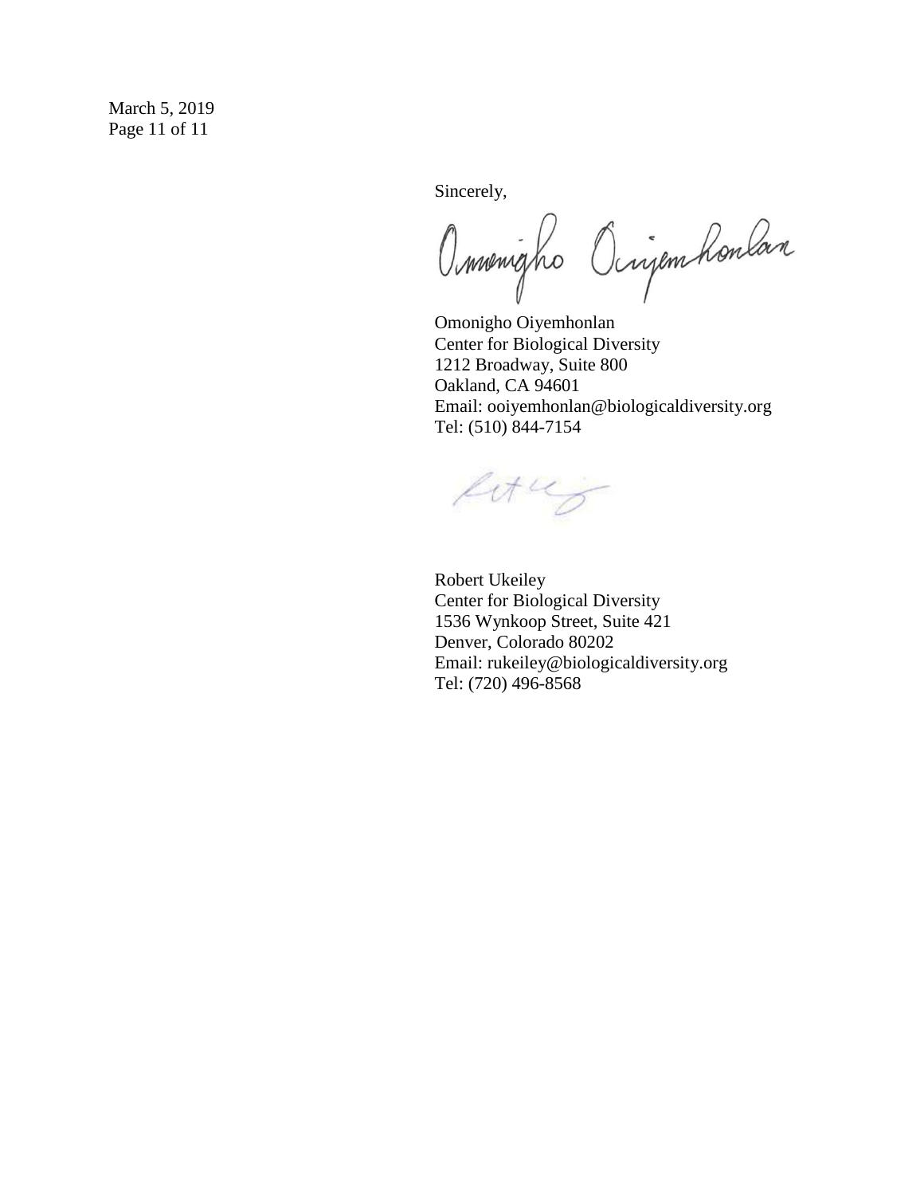Sincerely,

Omonigho Oiyemhonlan
Center for Biological Diversity
1212 Broadway, Suite 800
Oakland, CA 94601
Email: ooiyemhonlan@biologicaldiversity.org
Tel: (510) 844-7154

Robert Ukeiley
Center for Biological Diversity
1536 Wynkoop Street, Suite 421
Denver, Colorado 80202
Email: rukeiley@biologicaldiversity.org
Tel: (720) 496-8568